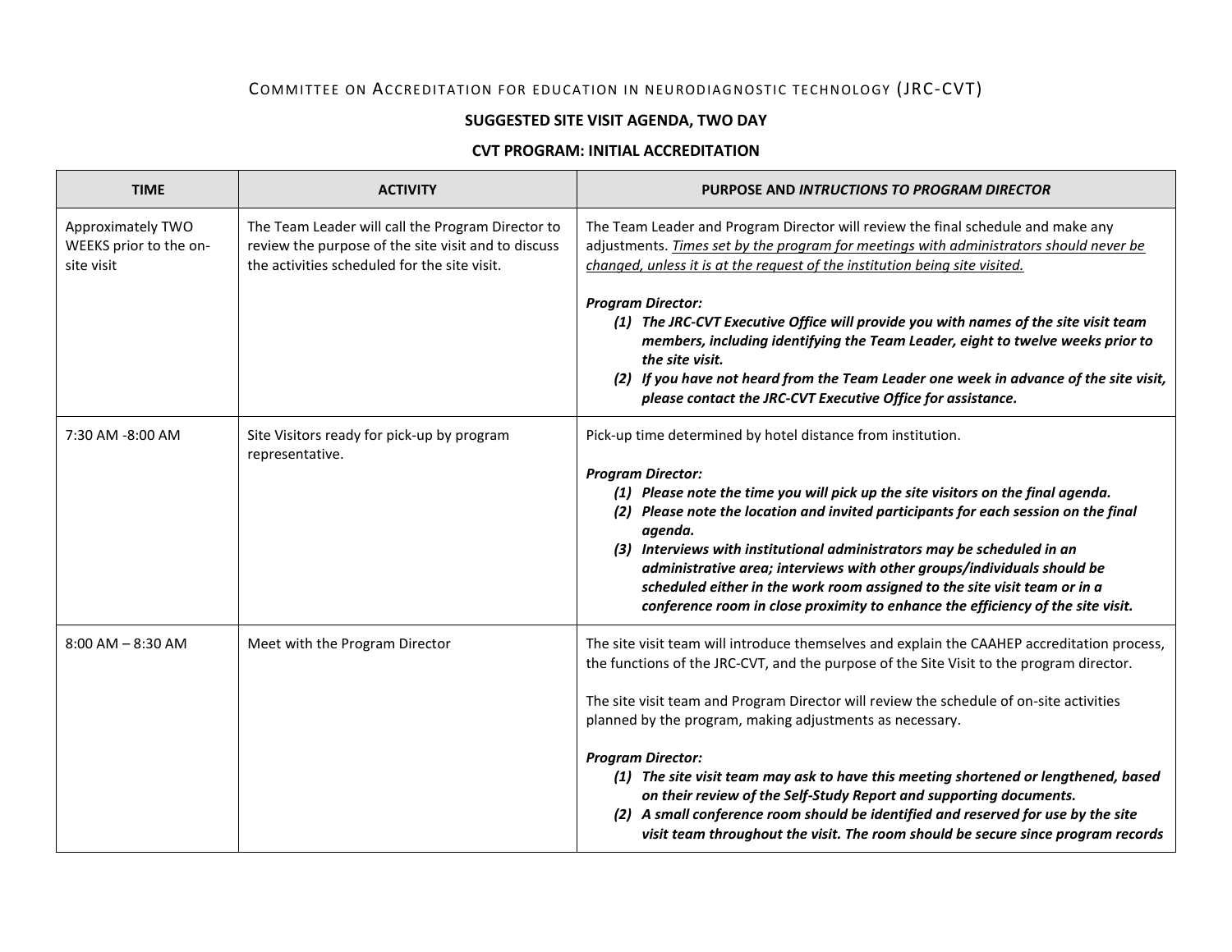COMMITTEE ON ACCREDITATION FOR EDUCATION IN NEURODIAGNOSTIC TECHNOLOGY (JRC-CVT)

**SUGGESTED SITE VISIT AGENDA, TWO DAY**

**CVT PROGRAM: INITIAL ACCREDITATION**

| TIME | ACTIVITY | PURPOSE AND *INTRUCTIONS TO PROGRAM DIRECTOR* |
|---|---|---|
| Approximately TWO WEEKS prior to the on-site visit | The Team Leader will call the Program Director to review the purpose of the site visit and to discuss the activities scheduled for the site visit. | The Team Leader and Program Director will review the final schedule and make any adjustments. <u>*Times set by the program for meetings with administrators should never be changed, unless it is at the request of the institution being site visited.*</u><br><br>***Program Director:***<br>***(1) The JRC-CVT Executive Office will provide you with names of the site visit team members, including identifying the Team Leader, eight to twelve weeks prior to the site visit.***<br>***(2) If you have not heard from the Team Leader one week in advance of the site visit, please contact the JRC-CVT Executive Office for assistance.*** |
| 7:30 AM -8:00 AM | Site Visitors ready for pick-up by program representative. | Pick-up time determined by hotel distance from institution.<br><br>***Program Director:***<br>***(1) Please note the time you will pick up the site visitors on the final agenda.***<br>***(2) Please note the location and invited participants for each session on the final agenda.***<br>***(3) Interviews with institutional administrators may be scheduled in an administrative area; interviews with other groups/individuals should be scheduled either in the work room assigned to the site visit team or in a conference room in close proximity to enhance the efficiency of the site visit.*** |
| 8:00 AM – 8:30 AM | Meet with the Program Director | The site visit team will introduce themselves and explain the CAAHEP accreditation process, the functions of the JRC-CVT, and the purpose of the Site Visit to the program director.<br><br>The site visit team and Program Director will review the schedule of on-site activities planned by the program, making adjustments as necessary.<br><br>***Program Director:***<br>***(1) The site visit team may ask to have this meeting shortened or lengthened, based on their review of the Self-Study Report and supporting documents.***<br>***(2) A small conference room should be identified and reserved for use by the site visit team throughout the visit. The room should be secure since program records*** |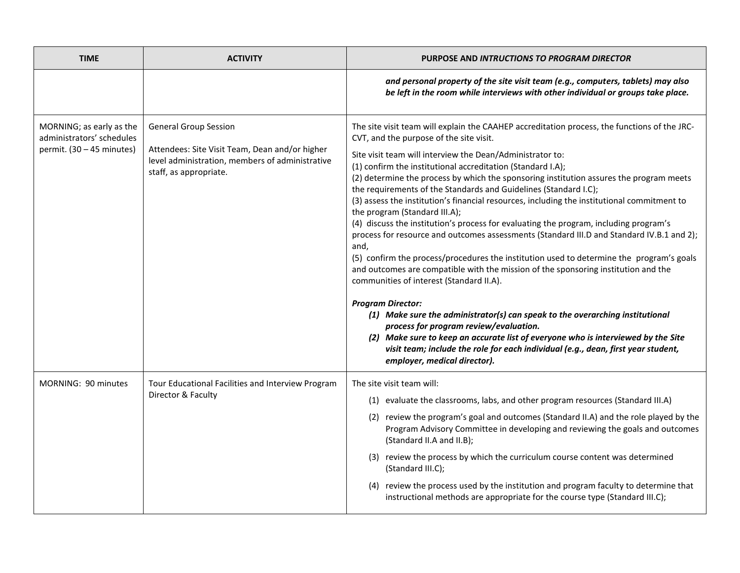| TIME | ACTIVITY | PURPOSE AND *INTRUCTIONS TO PROGRAM DIRECTOR* |
|---|---|---|
| | | ***and personal property of the site visit team (e.g., computers, tablets) may also be left in the room while interviews with other individual or groups take place.*** |
| MORNING; as early as the administrators' schedules permit. (30 – 45 minutes) | General Group Session<br><br>Attendees: Site Visit Team, Dean and/or higher level administration, members of administrative staff, as appropriate. | The site visit team will explain the CAAHEP accreditation process, the functions of the JRC-CVT, and the purpose of the site visit.<br><br>Site visit team will interview the Dean/Administrator to:<br>(1) confirm the institutional accreditation (Standard I.A);<br>(2) determine the process by which the sponsoring institution assures the program meets the requirements of the Standards and Guidelines (Standard I.C);<br>(3) assess the institution's financial resources, including the institutional commitment to the program (Standard III.A);<br>(4) discuss the institution's process for evaluating the program, including program's process for resource and outcomes assessments (Standard III.D and Standard IV.B.1 and 2); and,<br>(5) confirm the process/procedures the institution used to determine the program's goals and outcomes are compatible with the mission of the sponsoring institution and the communities of interest (Standard II.A).<br><br>***Program Director:***<br>***(1) Make sure the administrator(s) can speak to the overarching institutional process for program review/evaluation.***<br>***(2) Make sure to keep an accurate list of everyone who is interviewed by the Site visit team; include the role for each individual (e.g., dean, first year student, employer, medical director).*** |
| MORNING: 90 minutes | Tour Educational Facilities and Interview Program Director & Faculty | The site visit team will:<br>(1) evaluate the classrooms, labs, and other program resources (Standard III.A)<br>(2) review the program's goal and outcomes (Standard II.A) and the role played by the Program Advisory Committee in developing and reviewing the goals and outcomes (Standard II.A and II.B);<br>(3) review the process by which the curriculum course content was determined (Standard III.C);<br>(4) review the process used by the institution and program faculty to determine that instructional methods are appropriate for the course type (Standard III.C); |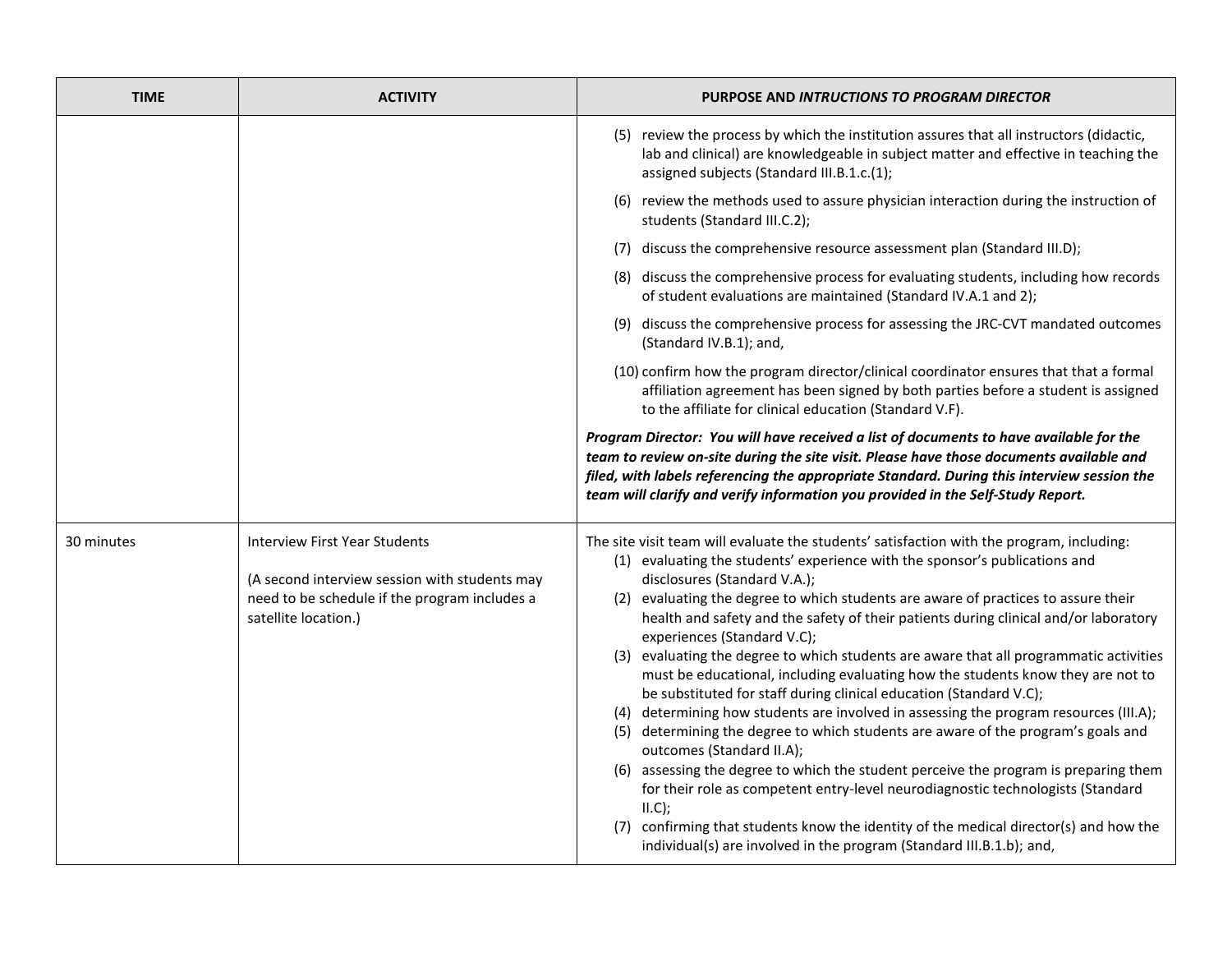| TIME | ACTIVITY | PURPOSE AND *INTRUCTIONS TO PROGRAM DIRECTOR* |
|---|---|---|
| | | (5) review the process by which the institution assures that all instructors (didactic, lab and clinical) are knowledgeable in subject matter and effective in teaching the assigned subjects (Standard III.B.1.c.(1);<br><br>(6) review the methods used to assure physician interaction during the instruction of students (Standard III.C.2);<br><br>(7) discuss the comprehensive resource assessment plan (Standard III.D);<br><br>(8) discuss the comprehensive process for evaluating students, including how records of student evaluations are maintained (Standard IV.A.1 and 2);<br><br>(9) discuss the comprehensive process for assessing the JRC-CVT mandated outcomes (Standard IV.B.1); and,<br><br>(10) confirm how the program director/clinical coordinator ensures that that a formal affiliation agreement has been signed by both parties before a student is assigned to the affiliate for clinical education (Standard V.F).<br><br>***Program Director: You will have received a list of documents to have available for the team to review on-site during the site visit. Please have those documents available and filed, with labels referencing the appropriate Standard. During this interview session the team will clarify and verify information you provided in the Self-Study Report.*** |
| 30 minutes | Interview First Year Students<br><br>(A second interview session with students may need to be schedule if the program includes a satellite location.) | The site visit team will evaluate the students' satisfaction with the program, including:<br>(1) evaluating the students' experience with the sponsor's publications and disclosures (Standard V.A.);<br>(2) evaluating the degree to which students are aware of practices to assure their health and safety and the safety of their patients during clinical and/or laboratory experiences (Standard V.C);<br>(3) evaluating the degree to which students are aware that all programmatic activities must be educational, including evaluating how the students know they are not to be substituted for staff during clinical education (Standard V.C);<br>(4) determining how students are involved in assessing the program resources (III.A);<br>(5) determining the degree to which students are aware of the program's goals and outcomes (Standard II.A);<br>(6) assessing the degree to which the student perceive the program is preparing them for their role as competent entry-level neurodiagnostic technologists (Standard II.C);<br>(7) confirming that students know the identity of the medical director(s) and how the individual(s) are involved in the program (Standard III.B.1.b); and, |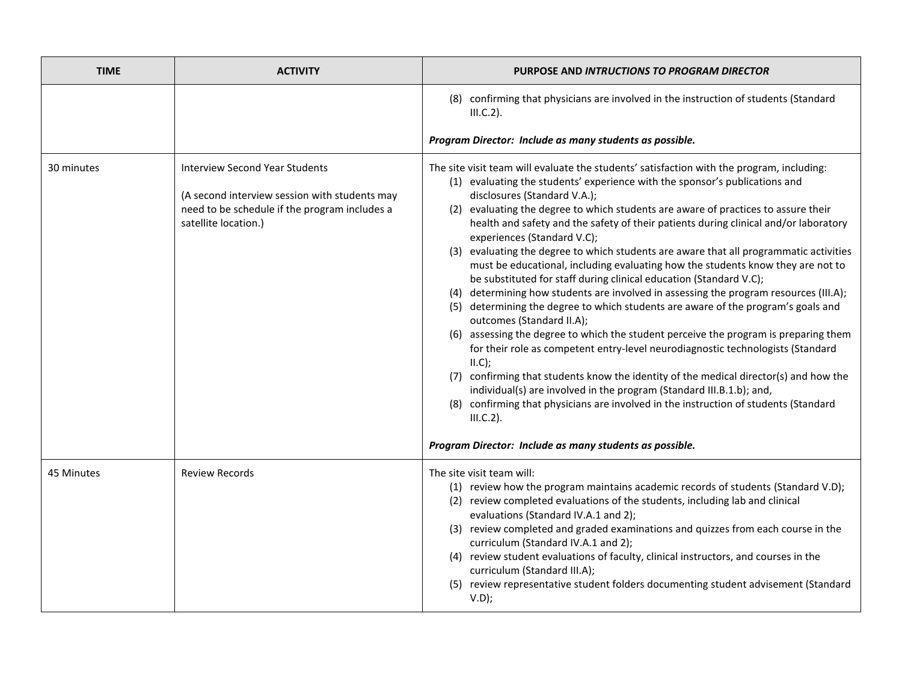| TIME | ACTIVITY | PURPOSE AND *INTRUCTIONS TO PROGRAM DIRECTOR* |
|---|---|---|
| | | (8) confirming that physicians are involved in the instruction of students (Standard III.C.2).<br><br>***Program Director: Include as many students as possible.*** |
| 30 minutes | Interview Second Year Students<br><br>(A second interview session with students may need to be schedule if the program includes a satellite location.) | The site visit team will evaluate the students' satisfaction with the program, including:<br>(1) evaluating the students' experience with the sponsor's publications and disclosures (Standard V.A.);<br>(2) evaluating the degree to which students are aware of practices to assure their health and safety and the safety of their patients during clinical and/or laboratory experiences (Standard V.C);<br>(3) evaluating the degree to which students are aware that all programmatic activities must be educational, including evaluating how the students know they are not to be substituted for staff during clinical education (Standard V.C);<br>(4) determining how students are involved in assessing the program resources (III.A);<br>(5) determining the degree to which students are aware of the program's goals and outcomes (Standard II.A);<br>(6) assessing the degree to which the student perceive the program is preparing them for their role as competent entry-level neurodiagnostic technologists (Standard II.C);<br>(7) confirming that students know the identity of the medical director(s) and how the individual(s) are involved in the program (Standard III.B.1.b); and,<br>(8) confirming that physicians are involved in the instruction of students (Standard III.C.2).<br><br>***Program Director: Include as many students as possible.*** |
| 45 Minutes | Review Records | The site visit team will:<br>(1) review how the program maintains academic records of students (Standard V.D);<br>(2) review completed evaluations of the students, including lab and clinical evaluations (Standard IV.A.1 and 2);<br>(3) review completed and graded examinations and quizzes from each course in the curriculum (Standard IV.A.1 and 2);<br>(4) review student evaluations of faculty, clinical instructors, and courses in the curriculum (Standard III.A);<br>(5) review representative student folders documenting student advisement (Standard V.D); |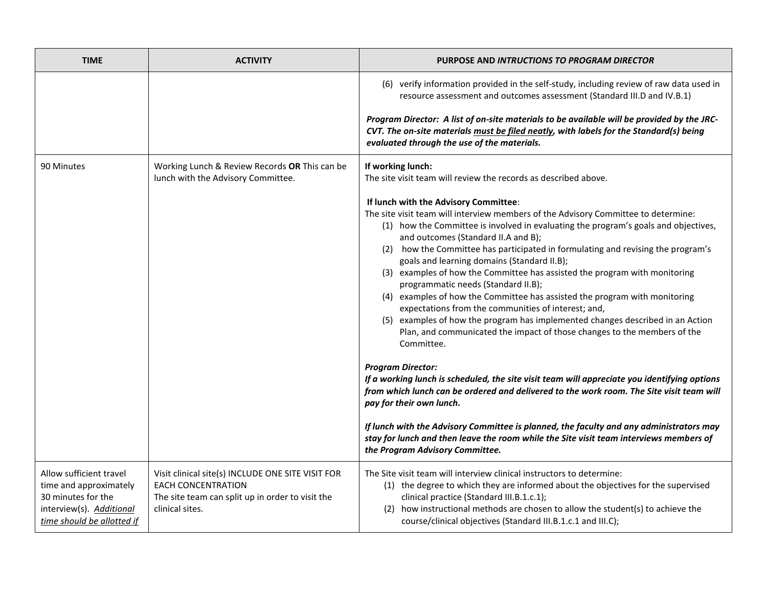| TIME | ACTIVITY | PURPOSE AND *INTRUCTIONS TO PROGRAM DIRECTOR* |
|---|---|---|
| | | (6) verify information provided in the self-study, including review of raw data used in resource assessment and outcomes assessment (Standard III.D and IV.B.1)<br><br>***Program Director: A list of on-site materials to be available will be provided by the JRC-CVT. The on-site materials <u>must be filed neatly</u>, with labels for the Standard(s) being evaluated through the use of the materials.*** |
| 90 Minutes | Working Lunch & Review Records **OR** This can be lunch with the Advisory Committee. | **If working lunch:**<br>The site visit team will review the records as described above.<br><br>**If lunch with the Advisory Committee**:<br>The site visit team will interview members of the Advisory Committee to determine:<br>(1) how the Committee is involved in evaluating the program's goals and objectives, and outcomes (Standard II.A and B);<br>(2) how the Committee has participated in formulating and revising the program's goals and learning domains (Standard II.B);<br>(3) examples of how the Committee has assisted the program with monitoring programmatic needs (Standard II.B);<br>(4) examples of how the Committee has assisted the program with monitoring expectations from the communities of interest; and,<br>(5) examples of how the program has implemented changes described in an Action Plan, and communicated the impact of those changes to the members of the Committee.<br><br>***Program Director:***<br>***If a working lunch is scheduled, the site visit team will appreciate you identifying options from which lunch can be ordered and delivered to the work room. The Site visit team will pay for their own lunch.***<br><br>***If lunch with the Advisory Committee is planned, the faculty and any administrators may stay for lunch and then leave the room while the Site visit team interviews members of the Program Advisory Committee.*** |
| Allow sufficient travel time and approximately 30 minutes for the interview(s). <u>*Additional time should be allotted if*</u> | Visit clinical site(s) INCLUDE ONE SITE VISIT FOR EACH CONCENTRATION<br>The site team can split up in order to visit the clinical sites. | The Site visit team will interview clinical instructors to determine:<br>(1) the degree to which they are informed about the objectives for the supervised clinical practice (Standard III.B.1.c.1);<br>(2) how instructional methods are chosen to allow the student(s) to achieve the course/clinical objectives (Standard III.B.1.c.1 and III.C); |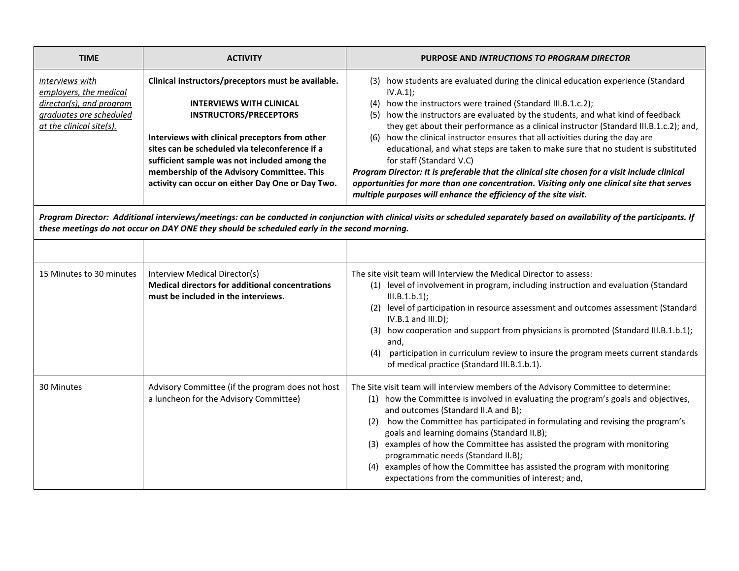| TIME | ACTIVITY | PURPOSE AND *INTRUCTIONS TO PROGRAM DIRECTOR* |
|---|---|---|
| *interviews with employers, the medical director(s), and program graduates are scheduled at the clinical site(s).* | **Clinical instructors/preceptors must be available.**<br><br>**INTERVIEWS WITH CLINICAL INSTRUCTORS/PRECEPTORS**<br><br>**Interviews with clinical preceptors from other sites can be scheduled via teleconference if a sufficient sample was not included among the membership of the Advisory Committee. This activity can occur on either Day One or Day Two.** | (3) how students are evaluated during the clinical education experience (Standard IV.A.1);<br>(4) how the instructors were trained (Standard III.B.1.c.2);<br>(5) how the instructors are evaluated by the students, and what kind of feedback they get about their performance as a clinical instructor (Standard III.B.1.c.2); and,<br>(6) how the clinical instructor ensures that all activities during the day are educational, and what steps are taken to make sure that no student is substituted for staff (Standard V.C)<br>***Program Director: It is preferable that the clinical site chosen for a visit include clinical opportunities for more than one concentration. Visiting only one clinical site that serves multiple purposes will enhance the efficiency of the site visit.*** |
| ***Program Director: Additional interviews/meetings: can be conducted in conjunction with clinical visits or scheduled separately based on availability of the participants. If these meetings do not occur on DAY ONE they should be scheduled early in the second morning.*** | | |
| | | |
| 15 Minutes to 30 minutes | Interview Medical Director(s)<br>**Medical directors for additional concentrations must be included in the interviews**. | The site visit team will Interview the Medical Director to assess:<br>(1) level of involvement in program, including instruction and evaluation (Standard III.B.1.b.1);<br>(2) level of participation in resource assessment and outcomes assessment (Standard IV.B.1 and III.D);<br>(3) how cooperation and support from physicians is promoted (Standard III.B.1.b.1); and,<br>(4) participation in curriculum review to insure the program meets current standards of medical practice (Standard III.B.1.b.1). |
| 30 Minutes | Advisory Committee (if the program does not host a luncheon for the Advisory Committee) | The Site visit team will interview members of the Advisory Committee to determine:<br>(1) how the Committee is involved in evaluating the program's goals and objectives, and outcomes (Standard II.A and B);<br>(2) how the Committee has participated in formulating and revising the program's goals and learning domains (Standard II.B);<br>(3) examples of how the Committee has assisted the program with monitoring programmatic needs (Standard II.B);<br>(4) examples of how the Committee has assisted the program with monitoring expectations from the communities of interest; and, |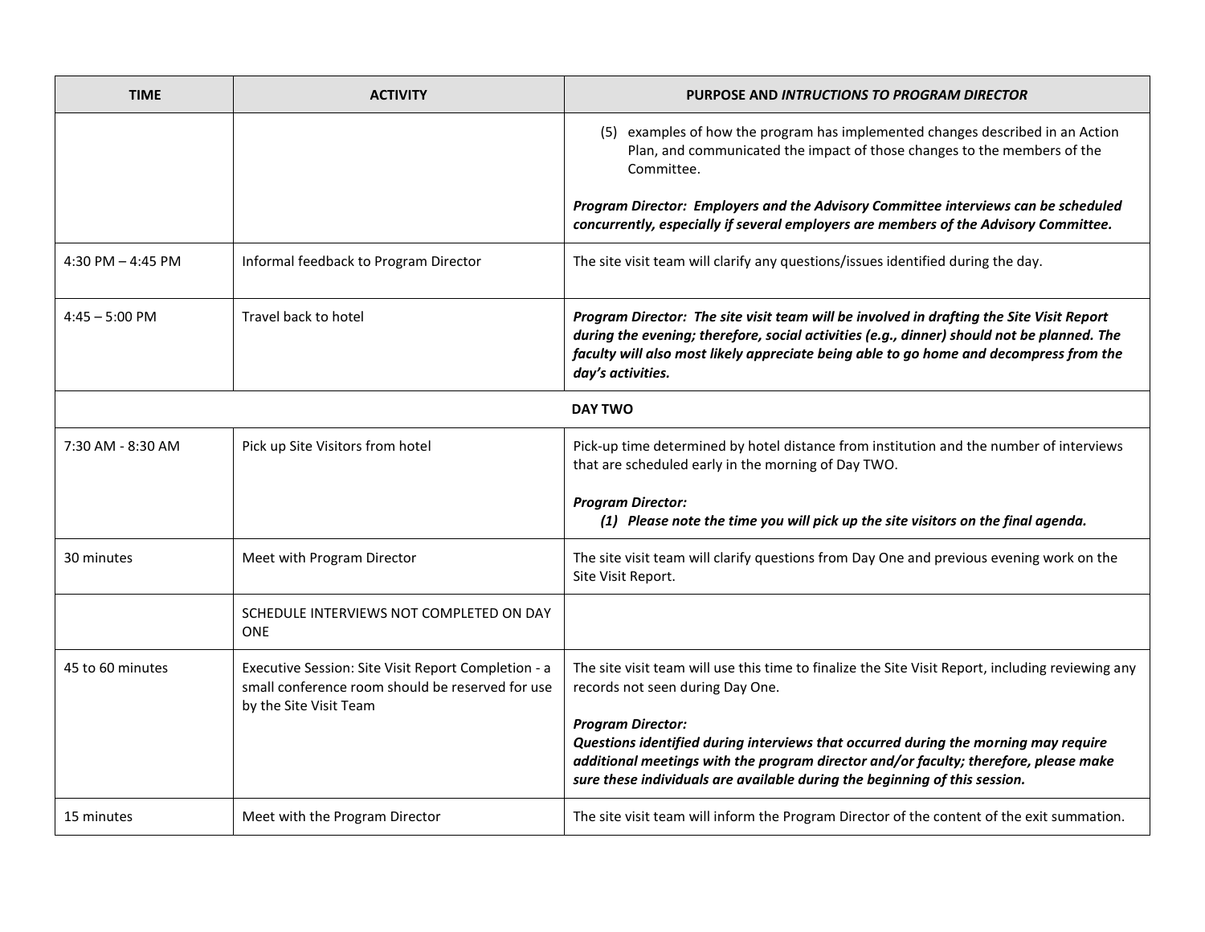| TIME | ACTIVITY | PURPOSE AND *INTRUCTIONS TO PROGRAM DIRECTOR* |
|---|---|---|
| | | (5) examples of how the program has implemented changes described in an Action Plan, and communicated the impact of those changes to the members of the Committee.<br><br>***Program Director: Employers and the Advisory Committee interviews can be scheduled concurrently, especially if several employers are members of the Advisory Committee.*** |
| 4:30 PM – 4:45 PM | Informal feedback to Program Director | The site visit team will clarify any questions/issues identified during the day. |
| 4:45 – 5:00 PM | Travel back to hotel | ***Program Director: The site visit team will be involved in drafting the Site Visit Report during the evening; therefore, social activities (e.g., dinner) should not be planned. The faculty will also most likely appreciate being able to go home and decompress from the day's activities.*** |
| | **DAY TWO** | |
| 7:30 AM - 8:30 AM | Pick up Site Visitors from hotel | Pick-up time determined by hotel distance from institution and the number of interviews that are scheduled early in the morning of Day TWO.<br><br>***Program Director:***<br>***(1) Please note the time you will pick up the site visitors on the final agenda.*** |
| 30 minutes | Meet with Program Director | The site visit team will clarify questions from Day One and previous evening work on the Site Visit Report. |
| | SCHEDULE INTERVIEWS NOT COMPLETED ON DAY ONE | |
| 45 to 60 minutes | Executive Session: Site Visit Report Completion - a small conference room should be reserved for use by the Site Visit Team | The site visit team will use this time to finalize the Site Visit Report, including reviewing any records not seen during Day One.<br><br>***Program Director:***<br>***Questions identified during interviews that occurred during the morning may require additional meetings with the program director and/or faculty; therefore, please make sure these individuals are available during the beginning of this session.*** |
| 15 minutes | Meet with the Program Director | The site visit team will inform the Program Director of the content of the exit summation. |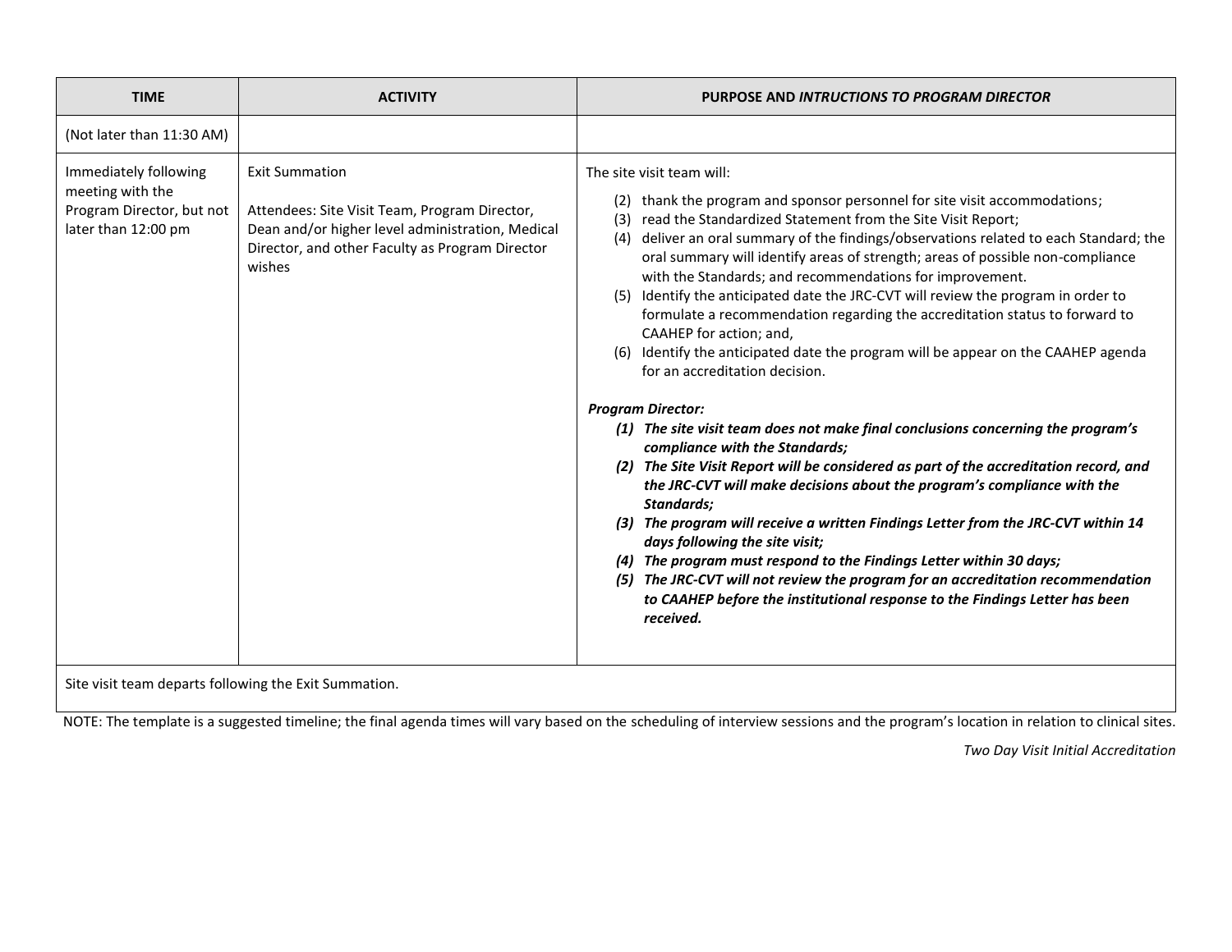| TIME | ACTIVITY | PURPOSE AND *INTRUCTIONS TO PROGRAM DIRECTOR* |
|---|---|---|
| (Not later than 11:30 AM) | | |
| Immediately following meeting with the Program Director, but not later than 12:00 pm | Exit Summation<br><br>Attendees: Site Visit Team, Program Director, Dean and/or higher level administration, Medical Director, and other Faculty as Program Director wishes | The site visit team will:<br>(2) thank the program and sponsor personnel for site visit accommodations;<br>(3) read the Standardized Statement from the Site Visit Report;<br>(4) deliver an oral summary of the findings/observations related to each Standard; the oral summary will identify areas of strength; areas of possible non-compliance with the Standards; and recommendations for improvement.<br>(5) Identify the anticipated date the JRC-CVT will review the program in order to formulate a recommendation regarding the accreditation status to forward to CAAHEP for action; and,<br>(6) Identify the anticipated date the program will be appear on the CAAHEP agenda for an accreditation decision.<br><br>***Program Director:***<br>***(1) The site visit team does not make final conclusions concerning the program's compliance with the Standards;***<br>***(2) The Site Visit Report will be considered as part of the accreditation record, and the JRC-CVT will make decisions about the program's compliance with the Standards;***<br>***(3) The program will receive a written Findings Letter from the JRC-CVT within 14 days following the site visit;***<br>***(4) The program must respond to the Findings Letter within 30 days;***<br>***(5) The JRC-CVT will not review the program for an accreditation recommendation to CAAHEP before the institutional response to the Findings Letter has been received.*** |
| Site visit team departs following the Exit Summation. | | |

NOTE: The template is a suggested timeline; the final agenda times will vary based on the scheduling of interview sessions and the program's location in relation to clinical sites.

*Two Day Visit Initial Accreditation*